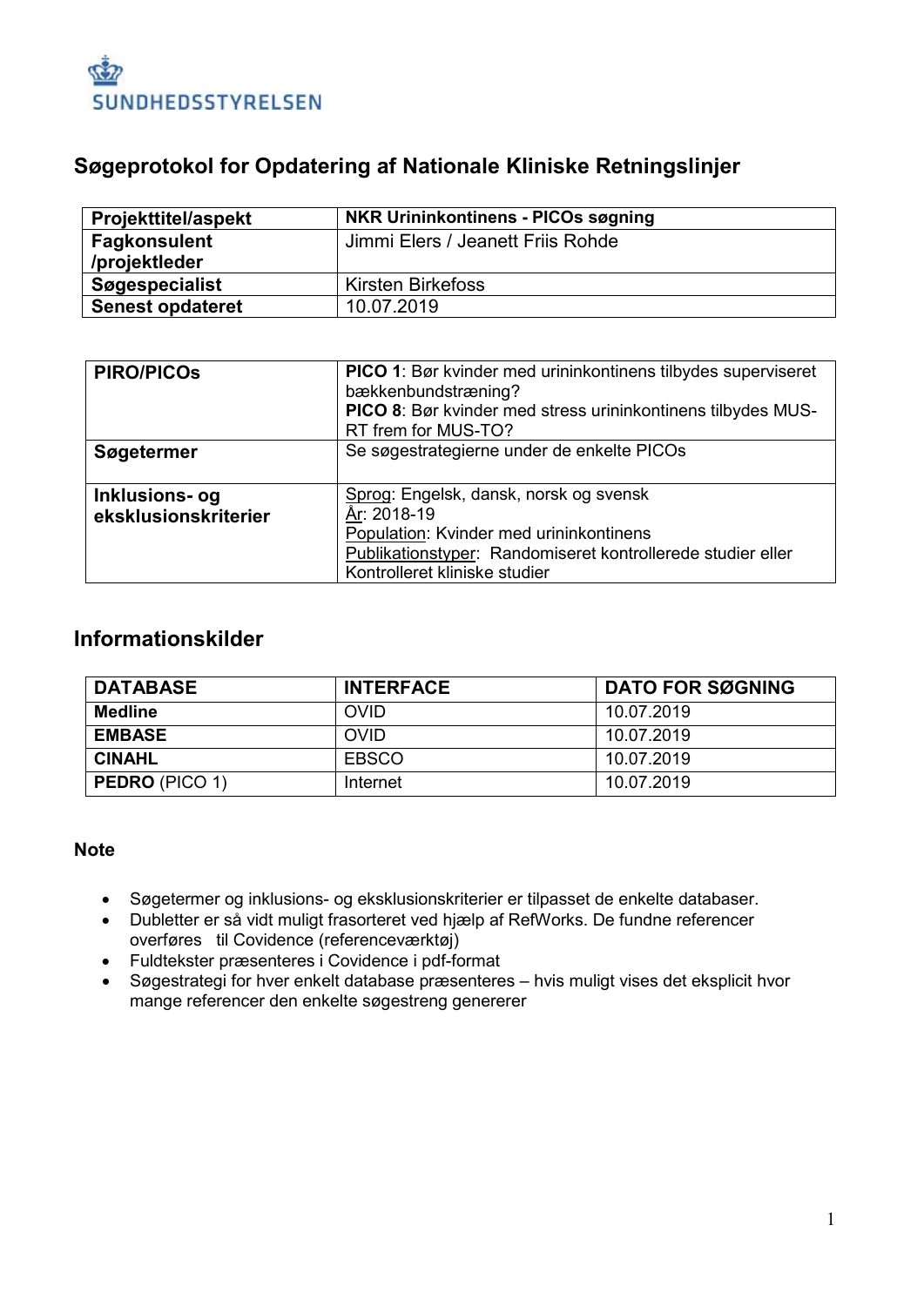SUNDHEDSSTYRELSEN

# Søgeprotokol for Opdatering af Nationale Kliniske Retningslinjer

| Projekttitel/aspekt | NKR Urininkontinens - PICOs søgning |
|---|---|
| Fagkonsulent /projektleder | Jimmi Elers / Jeanett Friis Rohde |
| Søgespecialist | Kirsten Birkefoss |
| Senest opdateret | 10.07.2019 |

| PIRO/PICOs | **PICO 1**: Bør kvinder med urininkontinens tilbydes superviseret bækkenbundstræning? **PICO 8**: Bør kvinder med stress urininkontinens tilbydes MUS-RT frem for MUS-TO? |
|---|---|
| Søgetermer | Se søgestrategierne under de enkelte PICOs |
| Inklusions- og eksklusionskriterier | Sprog: Engelsk, dansk, norsk og svensk<br>År: 2018-19<br>Population: Kvinder med urininkontinens<br>Publikationstyper: Randomiseret kontrollerede studier eller Kontrolleret kliniske studier |

## Informationskilder

| DATABASE | INTERFACE | DATO FOR SØGNING |
|---|---|---|
| **Medline** | OVID | 10.07.2019 |
| **EMBASE** | OVID | 10.07.2019 |
| **CINAHL** | EBSCO | 10.07.2019 |
| **PEDRO** (PICO 1) | Internet | 10.07.2019 |

### Note

- Søgetermer og inklusions- og eksklusionskriterier er tilpasset de enkelte databaser.
- Dubletter er så vidt muligt frasorteret ved hjælp af RefWorks. De fundne referencer overføres til Covidence (referenceværktøj)
- Fuldtekster præsenteres i Covidence i pdf-format
- Søgestrategi for hver enkelt database præsenteres – hvis muligt vises det eksplicit hvor mange referencer den enkelte søgestreng generer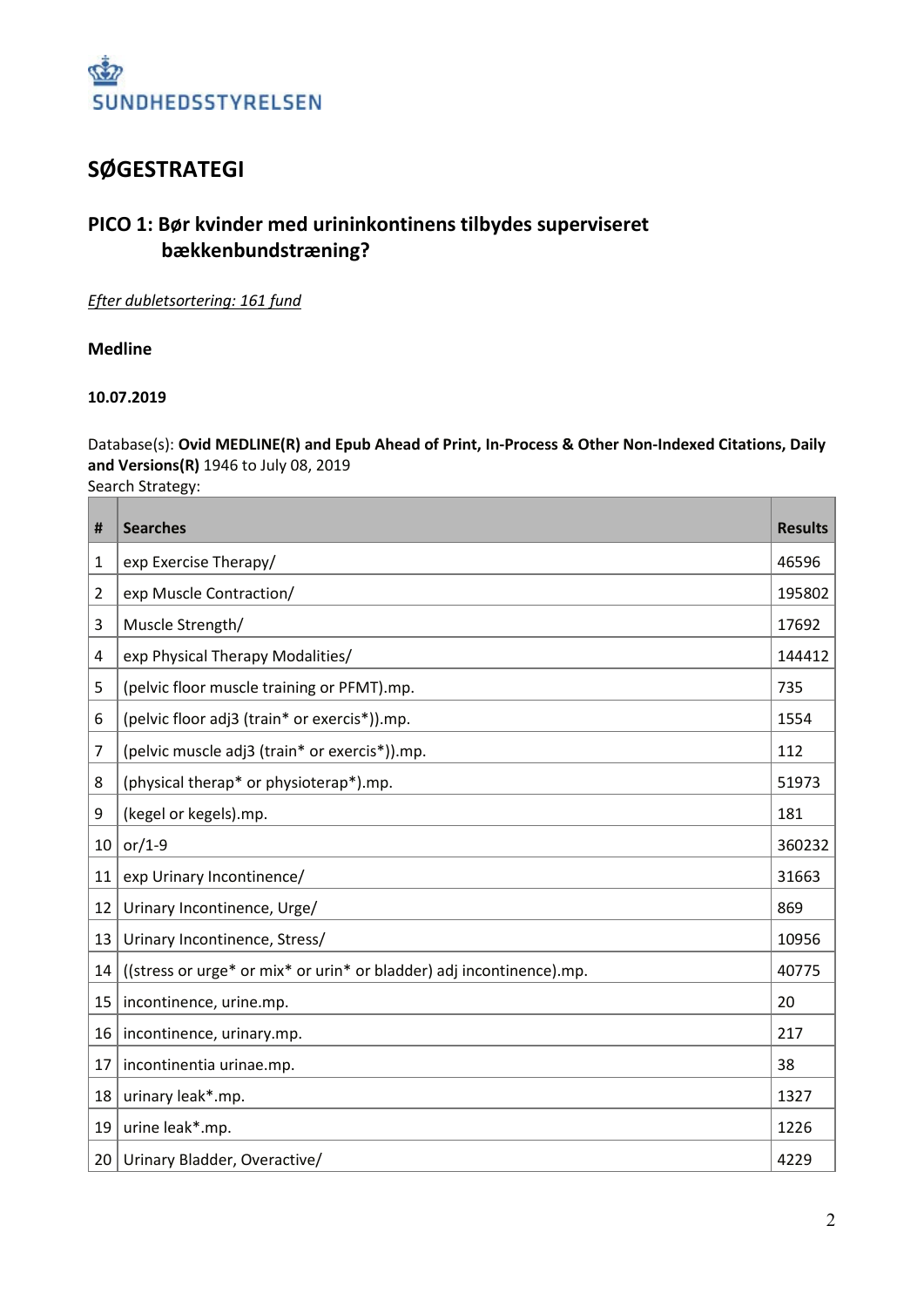SUNDHEDSSTYRELSEN

# SØGESTRATEGI

## PICO 1: Bør kvinder med urininkontinens tilbydes superviseret bækkenbundstræning?

*Efter dubletsortering: 161 fund*

**Medline**

**10.07.2019**

Database(s): **Ovid MEDLINE(R) and Epub Ahead of Print, In-Process & Other Non-Indexed Citations, Daily and Versions(R)** 1946 to July 08, 2019

Search Strategy:

| # | Searches | Results |
|---|---|---|
| 1 | exp Exercise Therapy/ | 46596 |
| 2 | exp Muscle Contraction/ | 195802 |
| 3 | Muscle Strength/ | 17692 |
| 4 | exp Physical Therapy Modalities/ | 144412 |
| 5 | (pelvic floor muscle training or PFMT).mp. | 735 |
| 6 | (pelvic floor adj3 (train* or exercis*)).mp. | 1554 |
| 7 | (pelvic muscle adj3 (train* or exercis*)).mp. | 112 |
| 8 | (physical therap* or physioterap*).mp. | 51973 |
| 9 | (kegel or kegels).mp. | 181 |
| 10 | or/1-9 | 360232 |
| 11 | exp Urinary Incontinence/ | 31663 |
| 12 | Urinary Incontinence, Urge/ | 869 |
| 13 | Urinary Incontinence, Stress/ | 10956 |
| 14 | ((stress or urge* or mix* or urin* or bladder) adj incontinence).mp. | 40775 |
| 15 | incontinence, urine.mp. | 20 |
| 16 | incontinence, urinary.mp. | 217 |
| 17 | incontinentia urinae.mp. | 38 |
| 18 | urinary leak*.mp. | 1327 |
| 19 | urine leak*.mp. | 1226 |
| 20 | Urinary Bladder, Overactive/ | 4229 |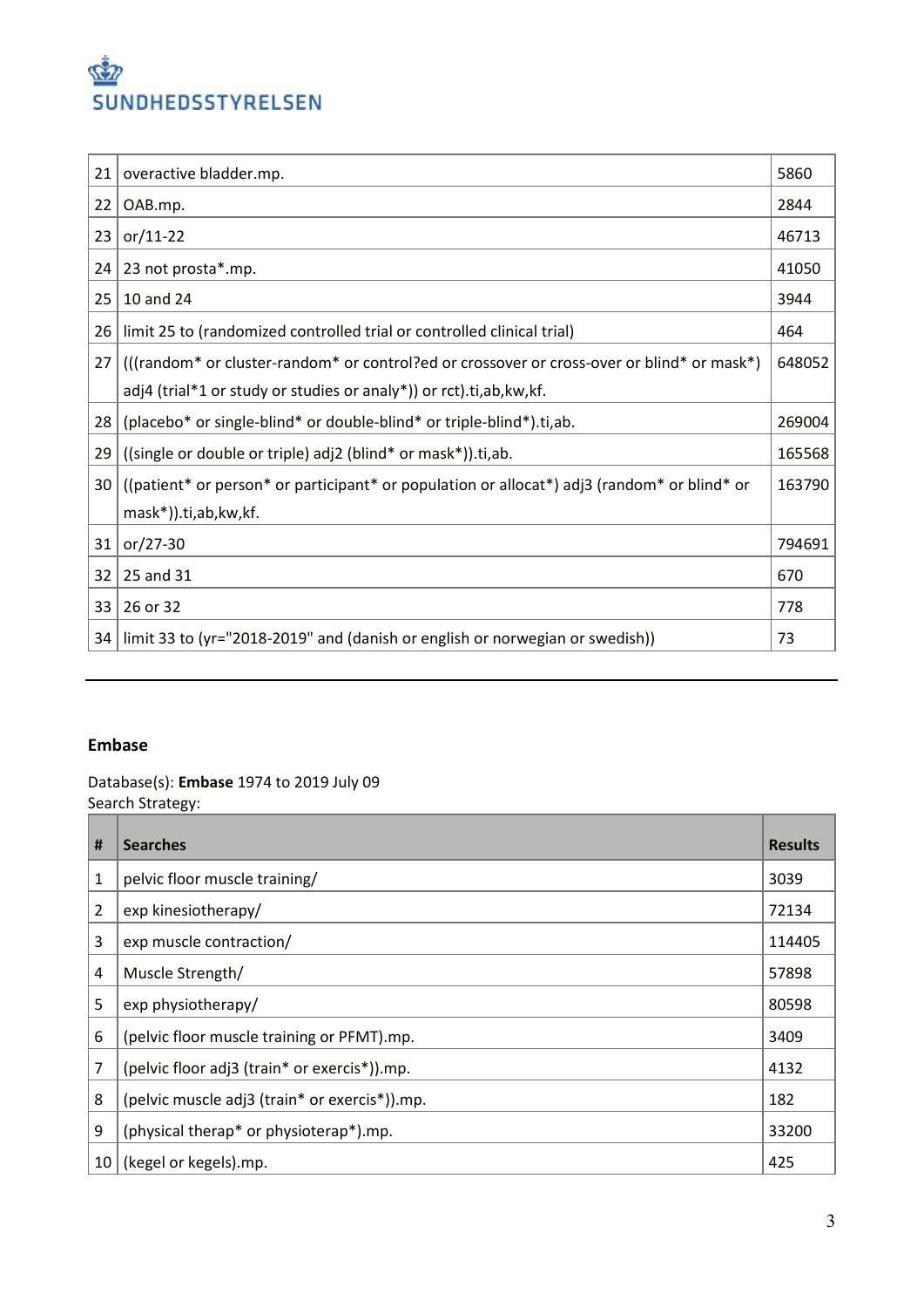| 21 | overactive bladder.mp. | 5860 |
|---|---|---|
| 22 | OAB.mp. | 2844 |
| 23 | or/11-22 | 46713 |
| 24 | 23 not prosta*.mp. | 41050 |
| 25 | 10 and 24 | 3944 |
| 26 | limit 25 to (randomized controlled trial or controlled clinical trial) | 464 |
| 27 | (((random* or cluster-random* or control?ed or crossover or cross-over or blind* or mask*) adj4 (trial*1 or study or studies or analy*)) or rct).ti,ab,kw,kf. | 648052 |
| 28 | (placebo* or single-blind* or double-blind* or triple-blind*).ti,ab. | 269004 |
| 29 | ((single or double or triple) adj2 (blind* or mask*)).ti,ab. | 165568 |
| 30 | ((patient* or person* or participant* or population or allocat*) adj3 (random* or blind* or mask*)).ti,ab,kw,kf. | 163790 |
| 31 | or/27-30 | 794691 |
| 32 | 25 and 31 | 670 |
| 33 | 26 or 32 | 778 |
| 34 | limit 33 to (yr="2018-2019" and (danish or english or norwegian or swedish)) | 73 |

---

**Embase**

Database(s): **Embase** 1974 to 2019 July 09
Search Strategy:

| # | Searches | Results |
|---|---|---|
| 1 | pelvic floor muscle training/ | 3039 |
| 2 | exp kinesiotherapy/ | 72134 |
| 3 | exp muscle contraction/ | 114405 |
| 4 | Muscle Strength/ | 57898 |
| 5 | exp physiotherapy/ | 80598 |
| 6 | (pelvic floor muscle training or PFMT).mp. | 3409 |
| 7 | (pelvic floor adj3 (train* or exercis*)).mp. | 4132 |
| 8 | (pelvic muscle adj3 (train* or exercis*)).mp. | 182 |
| 9 | (physical therap* or physioterap*).mp. | 33200 |
| 10 | (kegel or kegels).mp. | 425 |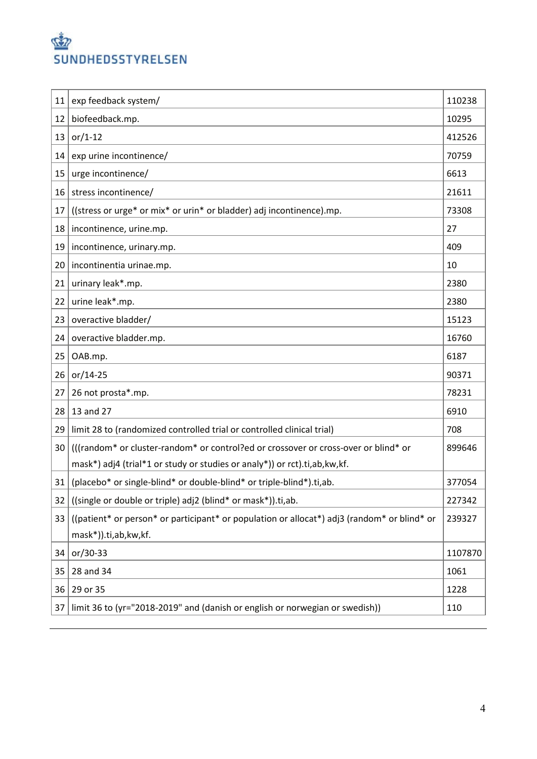| | | |
|---|---|---|
| 11 | exp feedback system/ | 110238 |
| 12 | biofeedback.mp. | 10295 |
| 13 | or/1-12 | 412526 |
| 14 | exp urine incontinence/ | 70759 |
| 15 | urge incontinence/ | 6613 |
| 16 | stress incontinence/ | 21611 |
| 17 | ((stress or urge* or mix* or urin* or bladder) adj incontinence).mp. | 73308 |
| 18 | incontinence, urine.mp. | 27 |
| 19 | incontinence, urinary.mp. | 409 |
| 20 | incontinentia urinae.mp. | 10 |
| 21 | urinary leak*.mp. | 2380 |
| 22 | urine leak*.mp. | 2380 |
| 23 | overactive bladder/ | 15123 |
| 24 | overactive bladder.mp. | 16760 |
| 25 | OAB.mp. | 6187 |
| 26 | or/14-25 | 90371 |
| 27 | 26 not prosta*.mp. | 78231 |
| 28 | 13 and 27 | 6910 |
| 29 | limit 28 to (randomized controlled trial or controlled clinical trial) | 708 |
| 30 | (((random* or cluster-random* or control?ed or crossover or cross-over or blind* or mask*) adj4 (trial*1 or study or studies or analy*)) or rct).ti,ab,kw,kf. | 899646 |
| 31 | (placebo* or single-blind* or double-blind* or triple-blind*).ti,ab. | 377054 |
| 32 | ((single or double or triple) adj2 (blind* or mask*)).ti,ab. | 227342 |
| 33 | ((patient* or person* or participant* or population or allocat*) adj3 (random* or blind* or mask*)).ti,ab,kw,kf. | 239327 |
| 34 | or/30-33 | 1107870 |
| 35 | 28 and 34 | 1061 |
| 36 | 29 or 35 | 1228 |
| 37 | limit 36 to (yr="2018-2019" and (danish or english or norwegian or swedish)) | 110 |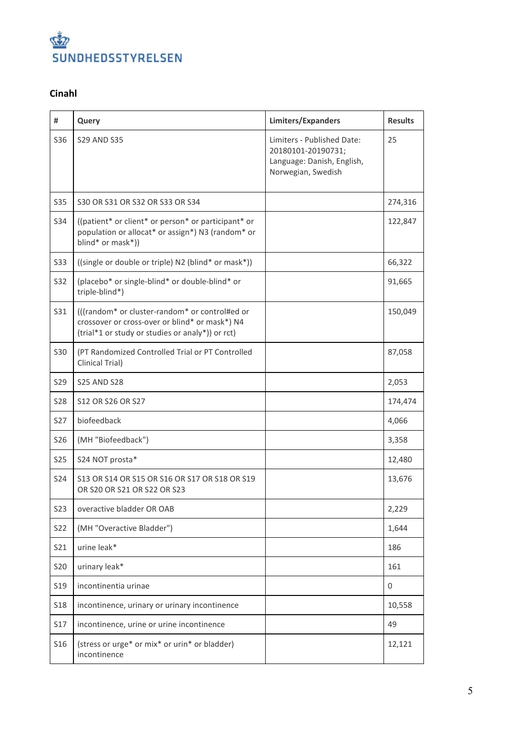## Cinahl

| # | Query | Limiters/Expanders | Results |
|---|---|---|---|
| S36 | S29 AND S35 | Limiters - Published Date: 20180101-20190731; Language: Danish, English, Norwegian, Swedish | 25 |
| S35 | S30 OR S31 OR S32 OR S33 OR S34 | | 274,316 |
| S34 | ((patient* or client* or person* or participant* or population or allocat* or assign*) N3 (random* or blind* or mask*)) | | 122,847 |
| S33 | ((single or double or triple) N2 (blind* or mask*)) | | 66,322 |
| S32 | (placebo* or single-blind* or double-blind* or triple-blind*) | | 91,665 |
| S31 | (((random* or cluster-random* or control#ed or crossover or cross-over or blind* or mask*) N4 (trial*1 or study or studies or analy*)) or rct) | | 150,049 |
| S30 | (PT Randomized Controlled Trial or PT Controlled Clinical Trial) | | 87,058 |
| S29 | S25 AND S28 | | 2,053 |
| S28 | S12 OR S26 OR S27 | | 174,474 |
| S27 | biofeedback | | 4,066 |
| S26 | (MH "Biofeedback") | | 3,358 |
| S25 | S24 NOT prosta* | | 12,480 |
| S24 | S13 OR S14 OR S15 OR S16 OR S17 OR S18 OR S19 OR S20 OR S21 OR S22 OR S23 | | 13,676 |
| S23 | overactive bladder OR OAB | | 2,229 |
| S22 | (MH "Overactive Bladder") | | 1,644 |
| S21 | urine leak* | | 186 |
| S20 | urinary leak* | | 161 |
| S19 | incontinentia urinae | | 0 |
| S18 | incontinence, urinary or urinary incontinence | | 10,558 |
| S17 | incontinence, urine or urine incontinence | | 49 |
| S16 | (stress or urge* or mix* or urin* or bladder) incontinence | | 12,121 |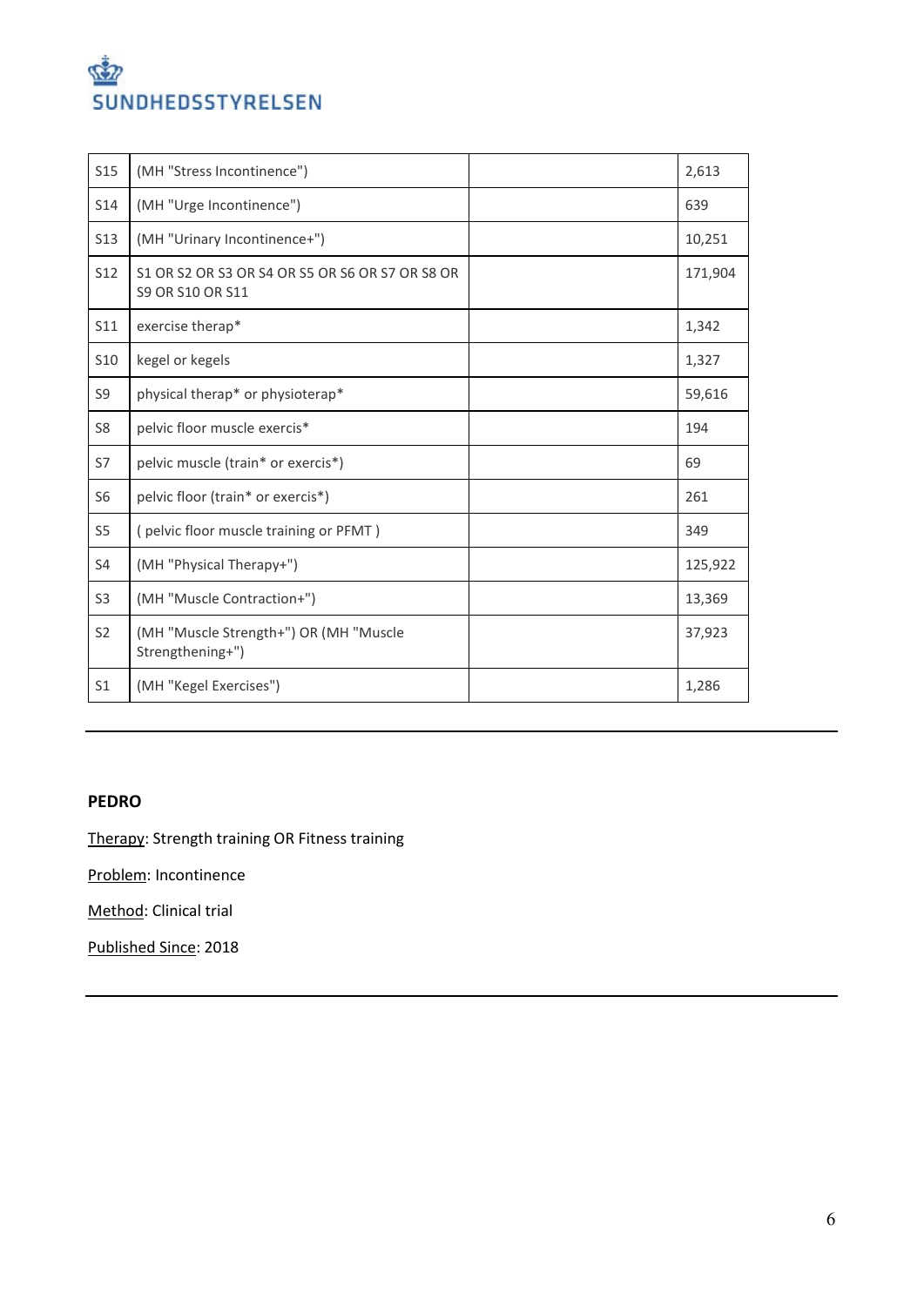| | | | |
|---|---|---|---|
| S15 | (MH "Stress Incontinence") | | 2,613 |
| S14 | (MH "Urge Incontinence") | | 639 |
| S13 | (MH "Urinary Incontinence+") | | 10,251 |
| S12 | S1 OR S2 OR S3 OR S4 OR S5 OR S6 OR S7 OR S8 OR S9 OR S10 OR S11 | | 171,904 |
| S11 | exercise therap* | | 1,342 |
| S10 | kegel or kegels | | 1,327 |
| S9 | physical therap* or physioterap* | | 59,616 |
| S8 | pelvic floor muscle exercis* | | 194 |
| S7 | pelvic muscle (train* or exercis*) | | 69 |
| S6 | pelvic floor (train* or exercis*) | | 261 |
| S5 | ( pelvic floor muscle training or PFMT ) | | 349 |
| S4 | (MH "Physical Therapy+") | | 125,922 |
| S3 | (MH "Muscle Contraction+") | | 13,369 |
| S2 | (MH "Muscle Strength+") OR (MH "Muscle Strengthening+") | | 37,923 |
| S1 | (MH "Kegel Exercises") | | 1,286 |

**PEDRO**

Therapy: Strength training OR Fitness training

Problem: Incontinence

Method: Clinical trial

Published Since: 2018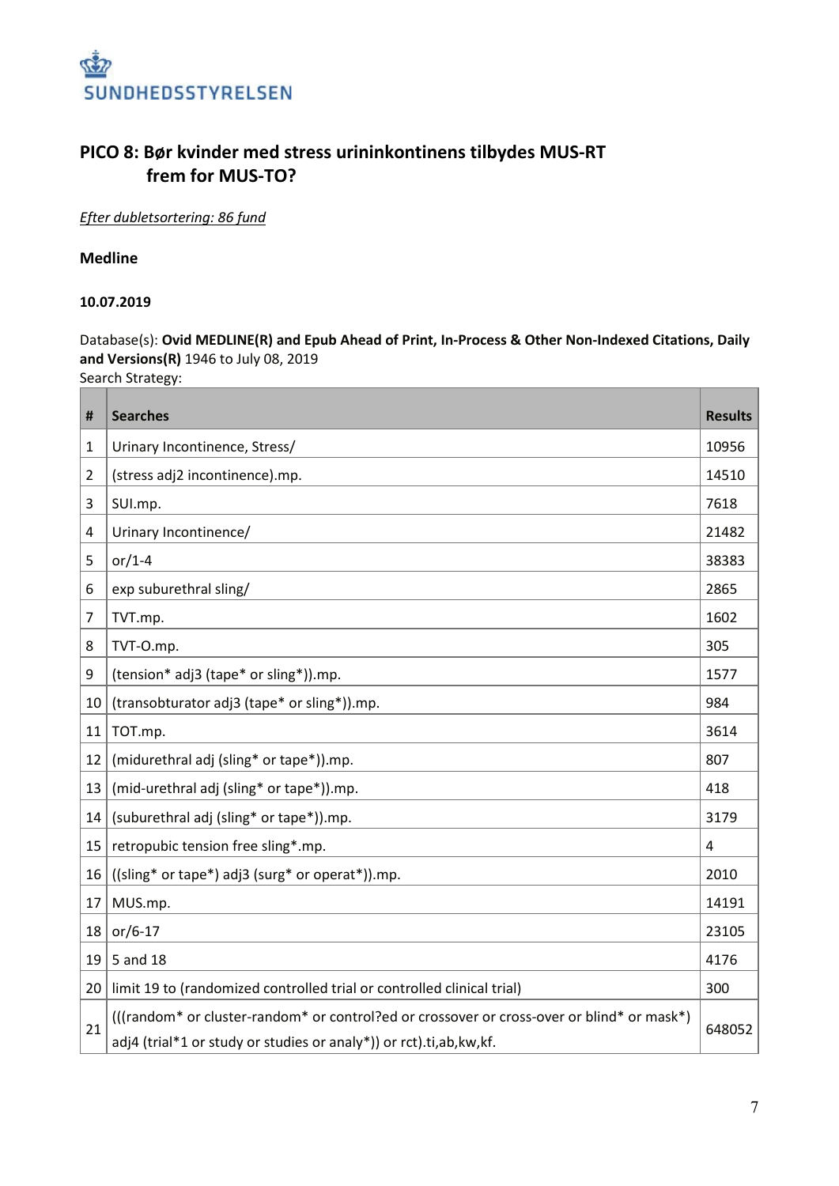## PICO 8: Bør kvinder med stress urininkontinens tilbydes MUS-RT frem for MUS-TO?

*Efter dubletsortering: 86 fund*

### Medline

**10.07.2019**

Database(s): **Ovid MEDLINE(R) and Epub Ahead of Print, In-Process & Other Non-Indexed Citations, Daily and Versions(R)** 1946 to July 08, 2019
Search Strategy:

| # | Searches | Results |
|---|---|---|
| 1 | Urinary Incontinence, Stress/ | 10956 |
| 2 | (stress adj2 incontinence).mp. | 14510 |
| 3 | SUI.mp. | 7618 |
| 4 | Urinary Incontinence/ | 21482 |
| 5 | or/1-4 | 38383 |
| 6 | exp suburethral sling/ | 2865 |
| 7 | TVT.mp. | 1602 |
| 8 | TVT-O.mp. | 305 |
| 9 | (tension* adj3 (tape* or sling*)).mp. | 1577 |
| 10 | (transobturator adj3 (tape* or sling*)).mp. | 984 |
| 11 | TOT.mp. | 3614 |
| 12 | (midurethral adj (sling* or tape*)).mp. | 807 |
| 13 | (mid-urethral adj (sling* or tape*)).mp. | 418 |
| 14 | (suburethral adj (sling* or tape*)).mp. | 3179 |
| 15 | retropubic tension free sling*.mp. | 4 |
| 16 | ((sling* or tape*) adj3 (surg* or operat*)).mp. | 2010 |
| 17 | MUS.mp. | 14191 |
| 18 | or/6-17 | 23105 |
| 19 | 5 and 18 | 4176 |
| 20 | limit 19 to (randomized controlled trial or controlled clinical trial) | 300 |
| 21 | (((random* or cluster-random* or control?ed or crossover or cross-over or blind* or mask*) adj4 (trial*1 or study or studies or analy*)) or rct).ti,ab,kw,kf. | 648052 |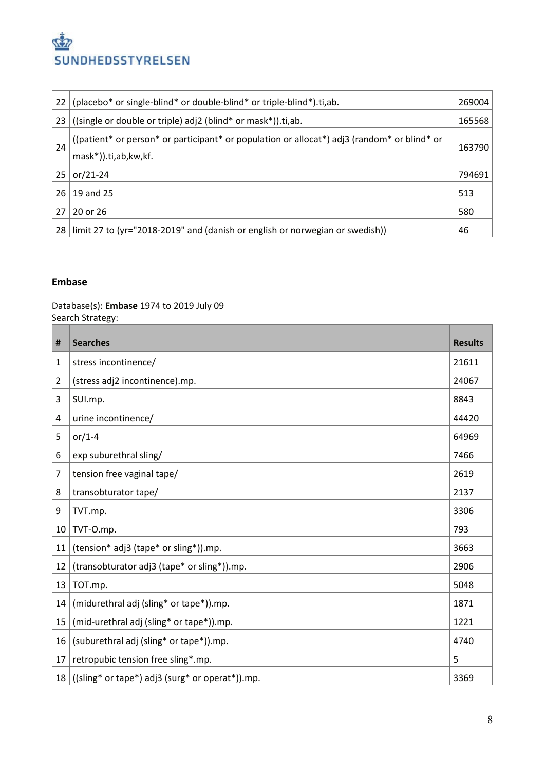| | | |
|---|---|---|
| 22 | (placebo* or single-blind* or double-blind* or triple-blind*).ti,ab. | 269004 |
| 23 | ((single or double or triple) adj2 (blind* or mask*)).ti,ab. | 165568 |
| 24 | ((patient* or person* or participant* or population or allocat*) adj3 (random* or blind* or mask*)).ti,ab,kw,kf. | 163790 |
| 25 | or/21-24 | 794691 |
| 26 | 19 and 25 | 513 |
| 27 | 20 or 26 | 580 |
| 28 | limit 27 to (yr="2018-2019" and (danish or english or norwegian or swedish)) | 46 |

---

### Embase

Database(s): **Embase** 1974 to 2019 July 09
Search Strategy:

| # | Searches | Results |
|---|---|---|
| 1 | stress incontinence/ | 21611 |
| 2 | (stress adj2 incontinence).mp. | 24067 |
| 3 | SUI.mp. | 8843 |
| 4 | urine incontinence/ | 44420 |
| 5 | or/1-4 | 64969 |
| 6 | exp suburethral sling/ | 7466 |
| 7 | tension free vaginal tape/ | 2619 |
| 8 | transobturator tape/ | 2137 |
| 9 | TVT.mp. | 3306 |
| 10 | TVT-O.mp. | 793 |
| 11 | (tension* adj3 (tape* or sling*)).mp. | 3663 |
| 12 | (transobturator adj3 (tape* or sling*)).mp. | 2906 |
| 13 | TOT.mp. | 5048 |
| 14 | (midurethral adj (sling* or tape*)).mp. | 1871 |
| 15 | (mid-urethral adj (sling* or tape*)).mp. | 1221 |
| 16 | (suburethral adj (sling* or tape*)).mp. | 4740 |
| 17 | retropubic tension free sling*.mp. | 5 |
| 18 | ((sling* or tape*) adj3 (surg* or operat*)).mp. | 3369 |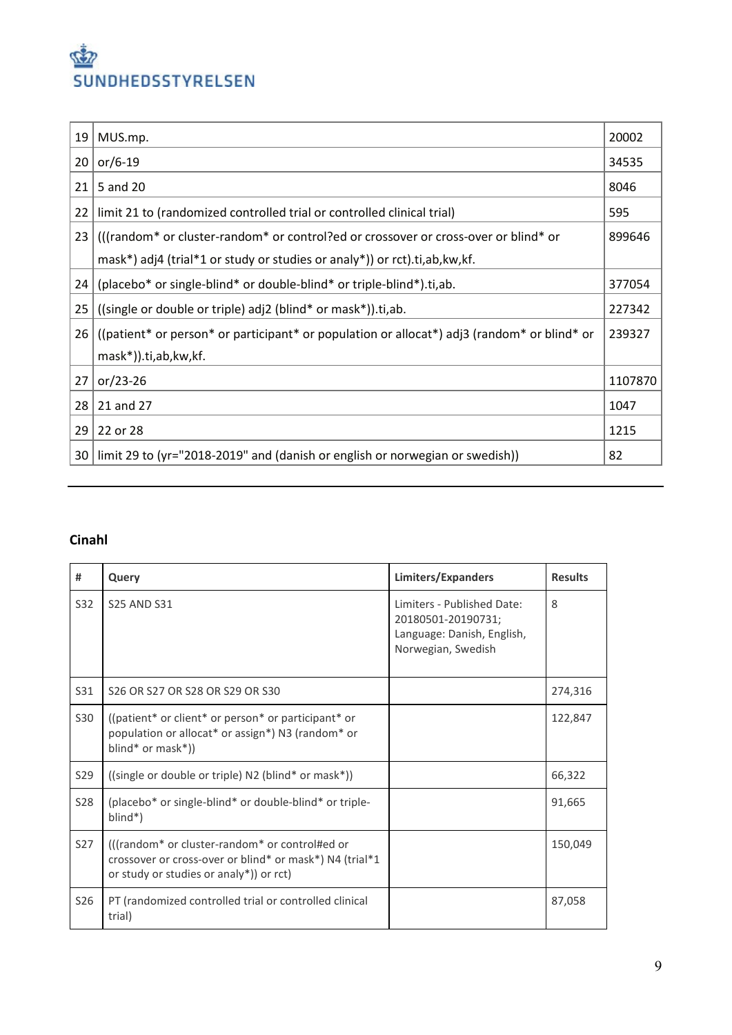| 19 | MUS.mp. | 20002 |
|---|---|---|
| 20 | or/6-19 | 34535 |
| 21 | 5 and 20 | 8046 |
| 22 | limit 21 to (randomized controlled trial or controlled clinical trial) | 595 |
| 23 | (((random* or cluster-random* or control?ed or crossover or cross-over or blind* or mask*) adj4 (trial*1 or study or studies or analy*)) or rct).ti,ab,kw,kf. | 899646 |
| 24 | (placebo* or single-blind* or double-blind* or triple-blind*).ti,ab. | 377054 |
| 25 | ((single or double or triple) adj2 (blind* or mask*)).ti,ab. | 227342 |
| 26 | ((patient* or person* or participant* or population or allocat*) adj3 (random* or blind* or mask*)).ti,ab,kw,kf. | 239327 |
| 27 | or/23-26 | 1107870 |
| 28 | 21 and 27 | 1047 |
| 29 | 22 or 28 | 1215 |
| 30 | limit 29 to (yr="2018-2019" and (danish or english or norwegian or swedish)) | 82 |

## Cinahl

| # | Query | Limiters/Expanders | Results |
|---|---|---|---|
| S32 | S25 AND S31 | Limiters - Published Date: 20180501-20190731; Language: Danish, English, Norwegian, Swedish | 8 |
| S31 | S26 OR S27 OR S28 OR S29 OR S30 | | 274,316 |
| S30 | ((patient* or client* or person* or participant* or population or allocat* or assign*) N3 (random* or blind* or mask*)) | | 122,847 |
| S29 | ((single or double or triple) N2 (blind* or mask*)) | | 66,322 |
| S28 | (placebo* or single-blind* or double-blind* or triple-blind*) | | 91,665 |
| S27 | (((random* or cluster-random* or control#ed or crossover or cross-over or blind* or mask*) N4 (trial*1 or study or studies or analy*)) or rct) | | 150,049 |
| S26 | PT (randomized controlled trial or controlled clinical trial) | | 87,058 |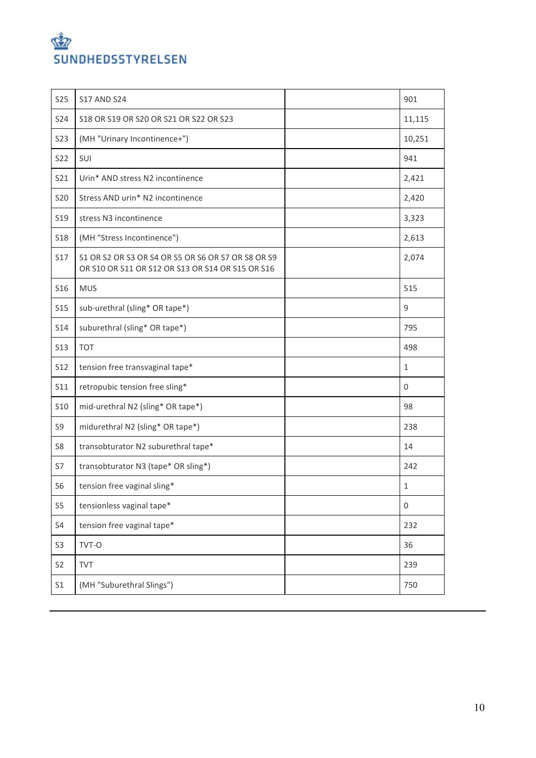| | | | |
|---|---|---|---|
| S25 | S17 AND S24 | | 901 |
| S24 | S18 OR S19 OR S20 OR S21 OR S22 OR S23 | | 11,115 |
| S23 | (MH "Urinary Incontinence+") | | 10,251 |
| S22 | SUI | | 941 |
| S21 | Urin* AND stress N2 incontinence | | 2,421 |
| S20 | Stress AND urin* N2 incontinence | | 2,420 |
| S19 | stress N3 incontinence | | 3,323 |
| S18 | (MH "Stress Incontinence") | | 2,613 |
| S17 | S1 OR S2 OR S3 OR S4 OR S5 OR S6 OR S7 OR S8 OR S9 OR S10 OR S11 OR S12 OR S13 OR S14 OR S15 OR S16 | | 2,074 |
| S16 | MUS | | 515 |
| S15 | sub-urethral (sling* OR tape*) | | 9 |
| S14 | suburethral (sling* OR tape*) | | 795 |
| S13 | TOT | | 498 |
| S12 | tension free transvaginal tape* | | 1 |
| S11 | retropubic tension free sling* | | 0 |
| S10 | mid-urethral N2 (sling* OR tape*) | | 98 |
| S9 | midurethral N2 (sling* OR tape*) | | 238 |
| S8 | transobturator N2 suburethral tape* | | 14 |
| S7 | transobturator N3 (tape* OR sling*) | | 242 |
| S6 | tension free vaginal sling* | | 1 |
| S5 | tensionless vaginal tape* | | 0 |
| S4 | tension free vaginal tape* | | 232 |
| S3 | TVT-O | | 36 |
| S2 | TVT | | 239 |
| S1 | (MH "Suburethral Slings") | | 750 |